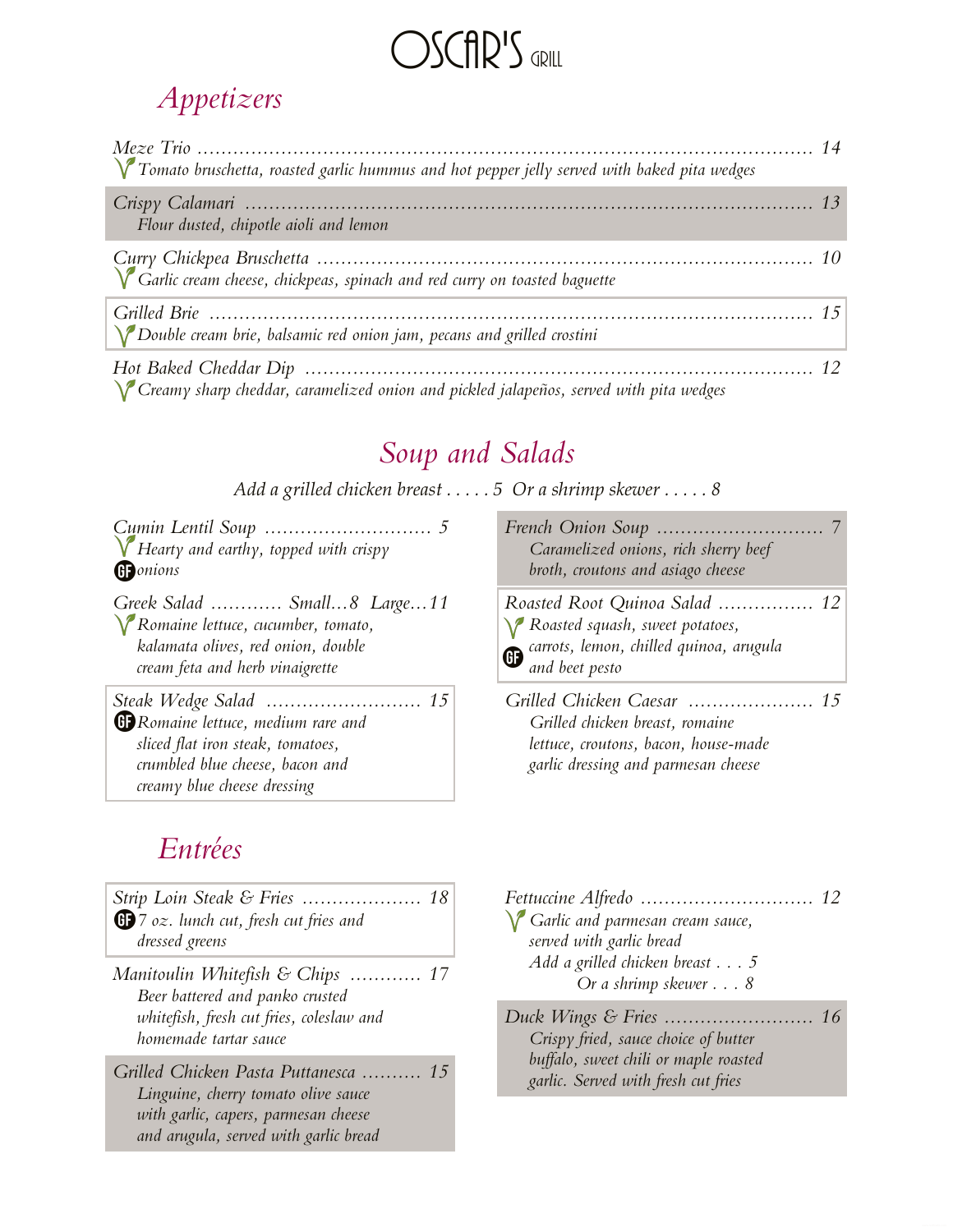# OSCAR'S GRILL

## Appetizers

*Meze Trio* ........ 14
*Tomato bruschetta, roasted garlic hummus and hot pepper jelly served with baked pita wedges*

*Crispy Calamari* ........ 13
*Flour dusted, chipotle aioli and lemon*

*Curry Chickpea Bruschetta* ........ 10
*Garlic cream cheese, chickpeas, spinach and red curry on toasted baguette*

*Grilled Brie* ........ 15
*Double cream brie, balsamic red onion jam, pecans and grilled crostini*

*Hot Baked Cheddar Dip* ........ 12
*Creamy sharp cheddar, caramelized onion and pickled jalapeños, served with pita wedges*

## Soup and Salads

*Add a grilled chicken breast . . . . . 5 Or a shrimp skewer . . . . . 8*

*Cumin Lentil Soup* ........ 5
GF *Hearty and earthy, topped with crispy onions*

*Greek Salad* ........ Small...8 Large...11
*Romaine lettuce, cucumber, tomato, kalamata olives, red onion, double cream feta and herb vinaigrette*

*Steak Wedge Salad* ........ 15
GF *Romaine lettuce, medium rare and sliced flat iron steak, tomatoes, crumbled blue cheese, bacon and creamy blue cheese dressing*

*French Onion Soup* ........ 7
*Caramelized onions, rich sherry beef broth, croutons and asiago cheese*

*Roasted Root Quinoa Salad* ........ 12
GF *Roasted squash, sweet potatoes, carrots, lemon, chilled quinoa, arugula and beet pesto*

*Grilled Chicken Caesar* ........ 15
*Grilled chicken breast, romaine lettuce, croutons, bacon, house-made garlic dressing and parmesan cheese*

## Entrées

*Strip Loin Steak & Fries* ........ 18
GF *7 oz. lunch cut, fresh cut fries and dressed greens*

*Manitoulin Whitefish & Chips* ........ 17
*Beer battered and panko crusted whitefish, fresh cut fries, coleslaw and homemade tartar sauce*

*Grilled Chicken Pasta Puttanesca* ........ 15
*Linguine, cherry tomato olive sauce with garlic, capers, parmesan cheese and arugula, served with garlic bread*

*Fettuccine Alfredo* ........ 12
*Garlic and parmesan cream sauce, served with garlic bread*
*Add a grilled chicken breast . . . 5*
*Or a shrimp skewer . . . 8*

*Duck Wings & Fries* ........ 16
*Crispy fried, sauce choice of butter buffalo, sweet chili or maple roasted garlic. Served with fresh cut fries*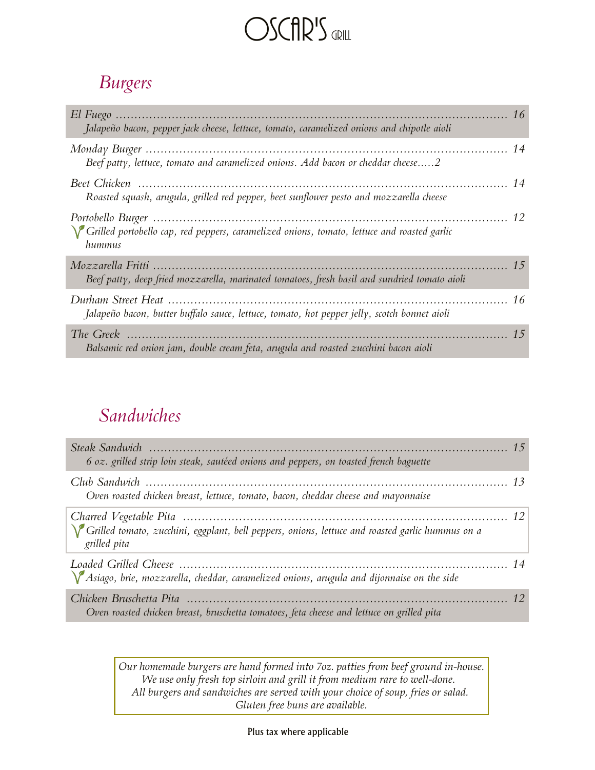# OSCAR'S GRILL

## *Burgers*

*El Fuego* ........ *16*
*Jalapeño bacon, pepper jack cheese, lettuce, tomato, caramelized onions and chipotle aioli*

*Monday Burger* ........ *14*
*Beef patty, lettuce, tomato and caramelized onions. Add bacon or cheddar cheese.....2*

*Beet Chicken* ........ *14*
*Roasted squash, arugula, grilled red pepper, beet sunflower pesto and mozzarella cheese*

*Portobello Burger* ........ *12*
*Grilled portobello cap, red peppers, caramelized onions, tomato, lettuce and roasted garlic hummus*

*Mozzarella Fritti* ........ *15*
*Beef patty, deep fried mozzarella, marinated tomatoes, fresh basil and sundried tomato aioli*

*Durham Street Heat* ........ *16*
*Jalapeño bacon, butter buffalo sauce, lettuce, tomato, hot pepper jelly, scotch bonnet aioli*

*The Greek* ........ *15*
*Balsamic red onion jam, double cream feta, arugula and roasted zucchini bacon aioli*

## *Sandwiches*

*Steak Sandwich* ........ *15*
*6 oz. grilled strip loin steak, sautéed onions and peppers, on toasted french baguette*

*Club Sandwich* ........ *13*
*Oven roasted chicken breast, lettuce, tomato, bacon, cheddar cheese and mayonnaise*

*Charred Vegetable Pita* ........ *12*
*Grilled tomato, zucchini, eggplant, bell peppers, onions, lettuce and roasted garlic hummus on a grilled pita*

*Loaded Grilled Cheese* ........ *14*
*Asiago, brie, mozzarella, cheddar, caramelized onions, arugula and dijonnaise on the side*

*Chicken Bruschetta Pita* ........ *12*
*Oven roasted chicken breast, bruschetta tomatoes, feta cheese and lettuce on grilled pita*

*Our homemade burgers are hand formed into 7oz. patties from beef ground in-house.*
*We use only fresh top sirloin and grill it from medium rare to well-done.*
*All burgers and sandwiches are served with your choice of soup, fries or salad.*
*Gluten free buns are available.*

Plus tax where applicable